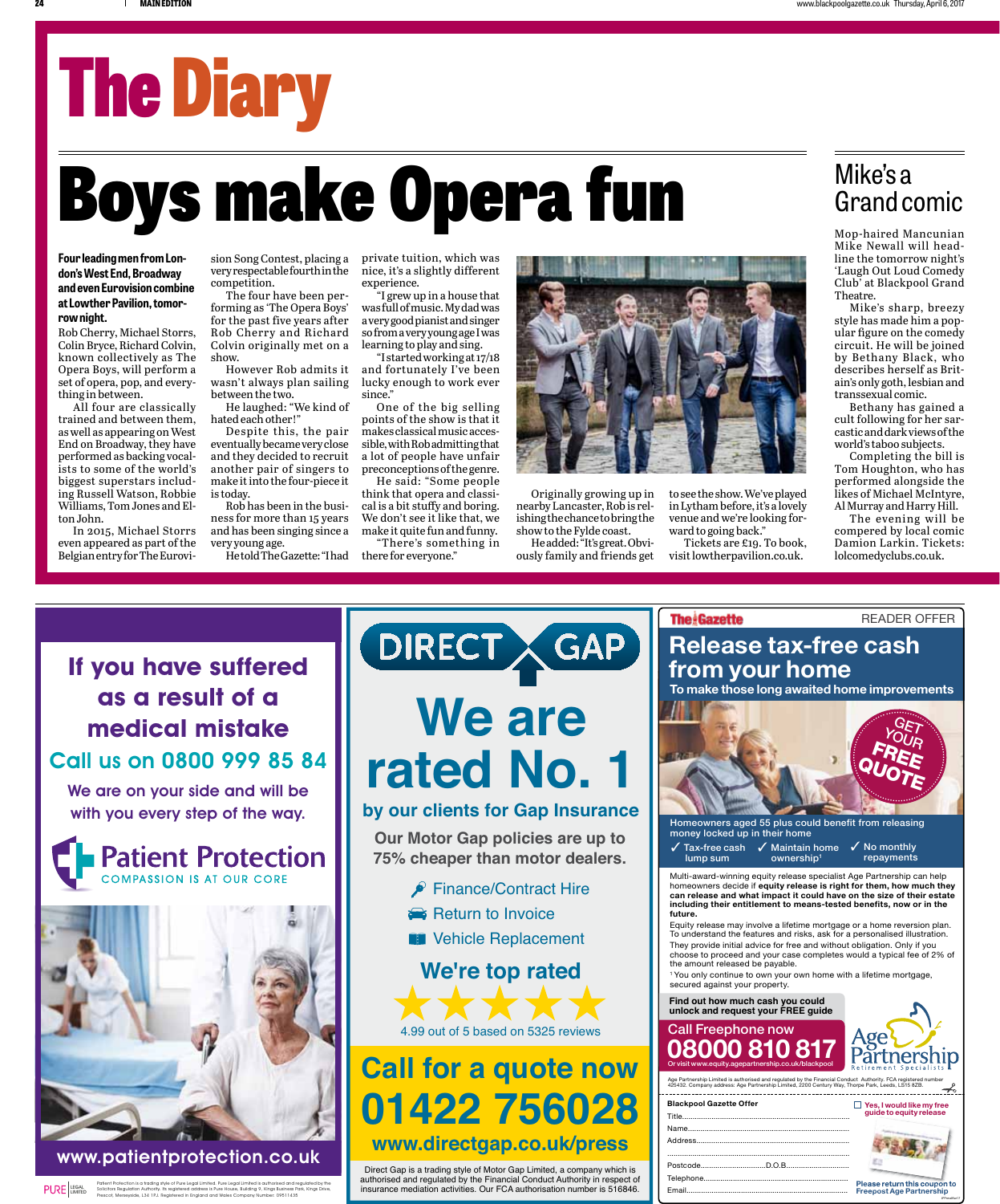# The Diary

## Boys make Opera fun

**Four leading men from London's West End, Broadway and even Eurovision combine at Lowther Pavilion, tomorrow night.**

Rob Cherry, Michael Storrs, Colin Bryce, Richard Colvin, known collectively as The Opera Boys, will perform a set of opera, pop, and everything in between.

All four are classically trained and between them, as well as appearing on West End on Broadway, they have performed as backing vocalists to some of the world's biggest superstars including Russell Watson, Robbie Williams, Tom Jones and Elton John.

In 2015, Michael Storrs even appeared as part of the Belgian entry for The Eurovision Song Contest, placing a very respectable fourth in the competition.

The four have been performing as 'The Opera Boys' for the past five years after Rob Cherry and Richard Colvin originally met on a show.

However Rob admits it wasn't always plan sailing between the two.

He laughed: "We kind of hated each other!"

Despite this, the pair eventually became very close and they decided to recruit another pair of singers to make it into the four-piece it is today.

Rob has been in the business for more than 15 years and has been singing since a very young age.

He told The Gazette: "I had private tuition, which was nice, it's a slightly different experience.

"I grew up in a house that was full of music. My dad was a very good pianist and singer so from a very young age I was learning to play and sing.

"I started working at 17/18 and fortunately I've been lucky enough to work ever since."

One of the big selling points of the show is that it makes classical music accessible, with Rob admitting that a lot of people have unfair preconceptions of the genre.

He said: "Some people think that opera and classical is a bit stuffy and boring. We don't see it like that, we make it quite fun and funny.

"There's something in there for everyone."

Originally growing up in nearby Lancaster, Rob is relishing the chance to bring the show to the Fylde coast.

He added: "It's great. Obviously family and friends get to see the show. We've played in Lytham before, it's a lovely venue and we're looking forward to going back."

Tickets are £19. To book, visit lowtherpavilion.co.uk.

## Mike's a Grand comic

Mop-haired Mancunian Mike Newall will headline the tomorrow night's 'Laugh Out Loud Comedy Club' at Blackpool Grand Theatre.

Mike's sharp, breezy style has made him a popular figure on the comedy circuit. He will be joined by Bethany Black, who describes herself as Britain's only goth, lesbian and transsexual comic.

Bethany has gained a cult following for her sarcastic and dark views of the world's taboo subjects.

Completing the bill is Tom Houghton, who has performed alongside the likes of Michael McIntyre, Al Murray and Harry Hill.

The evening will be compered by local comic Damion Larkin. Tickets: lolcomedyclubs.co.uk.

---

**If you have suffered as a result of a medical mistake**

**Call us on 0800 999 85 84**

We are on your side and will be with you every step of the way.

Patient Protection — COMPASSION IS AT OUR CORE

www.patientprotection.co.uk

Patient Protection is a trading style of Pure Legal Limited. Pure Legal Limited is authorised and regulated by the Solicitors Regulation Authority. Its registered address is Pure House, Building 9, Kings Business Park, Kings Drive, Prescot, Merseyside, L34 1PJ. Registered in England and Wales Company Number: 09511435

---

**DIRECT GAP**

**We are rated No. 1**

**by our clients for Gap Insurance**

Our Motor Gap policies are up to 75% cheaper than motor dealers.

- Finance/Contract Hire
- Return to Invoice
- Vehicle Replacement

**We're top rated**

4.99 out of 5 based on 5325 reviews

**Call for a quote now 01422 756028**

www.directgap.co.uk/press

Direct Gap is a trading style of Motor Gap Limited, a company which is authorised and regulated by the Financial Conduct Authority in respect of insurance mediation activities. Our FCA authorisation number is 516846.

---

The Gazette — READER OFFER

**Release tax-free cash from your home**

To make those long awaited home improvements

GET YOUR FREE QUOTE

Homeowners aged 55 plus could benefit from releasing money locked up in their home

- ✓ Tax-free cash lump sum
- ✓ Maintain home ownership[1]
- ✓ No monthly repayments

Multi-award-winning equity release specialist Age Partnership can help homeowners decide if **equity release is right for them, how much they can release and what impact it could have on the size of their estate including their entitlement to means-tested benefits, now or in the future.**

Equity release may involve a lifetime mortgage or a home reversion plan. To understand the features and risks, ask for a personalised illustration. They provide initial advice for free and without obligation. Only if you choose to proceed and your case completes would a typical fee of 2% of the amount released be payable.

[1] You only continue to own your own home with a lifetime mortgage, secured against your property.

Find out how much cash you could unlock and request your FREE guide

**Call Freephone now 08000 810 817**

Or visit www.equity.agepartnership.co.uk/blackpool

Age Partnership — Retirement Specialists

Age Partnership Limited is authorised and regulated by the Financial Conduct Authority. FCA registered number 425432. Company address: Age Partnership Limited, 2200 Century Way, Thorpe Park, Leeds, LS15 8ZB.

**Blackpool Gazette Offer**

Title........................................

Name........................................

Address........................................

Postcode.......................... D.O.B..........................

Telephone........................................

Email........................................

☐ Yes, I would like my free guide to equity release

Please return this coupon to Freepost Age Partnership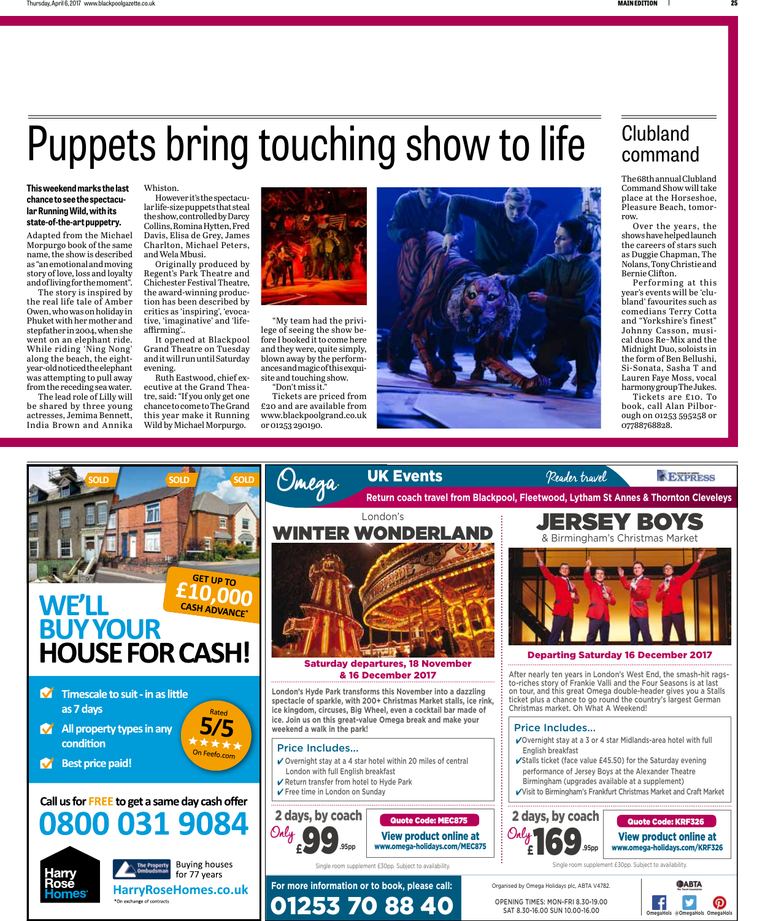# Puppets bring touching show to life

**This weekend marks the last chance to see the spectacular Running Wild, with its state-of-the-art puppetry.**

Adapted from the Michael Morpurgo book of the same name, the show is described as "an emotional and moving story of love, loss and loyalty and of living for the moment".

The story is inspired by the real life tale of Amber Owen, who was on holiday in Phuket with her mother and stepfather in 2004, when she went on an elephant ride. While riding 'Ning Nong' along the beach, the eight-year-old noticed the elephant was attempting to pull away from the receding sea water.

The lead role of Lilly will be shared by three young actresses, Jemima Bennett, India Brown and Annika Whiston.

However it's the spectacular life-size puppets that steal the show, controlled by Darcy Collins, Romina Hytten, Fred Davis, Elisa de Grey, James Charlton, Michael Peters, and Wela Mbusi.

Originally produced by Regent's Park Theatre and Chichester Festival Theatre, the award-winning production has been described by critics as 'inspiring', 'evocative, 'imaginative' and 'life-affirming'..

It opened at Blackpool Grand Theatre on Tuesday and it will run until Saturday evening.

Ruth Eastwood, chief executive at the Grand Theatre, said: "If you only get one chance to come to The Grand this year make it Running Wild by Michael Morpurgo.

"My team had the privilege of seeing the show before I booked it to come here and they were, quite simply, blown away by the performances and magic of this exquisite and touching show.

"Don't miss it."

Tickets are priced from £20 and are available from www.blackpoolgrand.co.uk or 01253 290190.

## Clubland command

The 68th annual Clubland Command Show will take place at the Horseshoe, Pleasure Beach, tomorrow.

Over the years, the shows have helped launch the careers of stars such as Duggie Chapman, The Nolans, Tony Christie and Bernie Clifton.

Performing at this year's events will be 'clubland' favourites such as comedians Terry Cotta and "Yorkshire's finest" Johnny Casson, musical duos Re-Mix and the Midnight Duo, soloists in the form of Ben Bellushi, Si-Sonata, Sasha T and Lauren Faye Moss, vocal harmony group The Jukes.

Tickets are £10. To book, call Alan Pilborough on 01253 595258 or 07788768828.

---

SOLD SOLD SOLD

GET UP TO **£10,000** CASH ADVANCE*

# WE'LL BUY YOUR HOUSE FOR CASH!

- Timescale to suit - in as little as 7 days
- All property types in any condition
- Best price paid!

Rated 5/5 ★★★★★ On Feefo.com

Call us for FREE to get a same day cash offer

**0800 031 9084**

Harry Rose Homes

The Property Ombudsman — Buying houses for 77 years

HarryRoseHomes.co.uk

*On exchange of contracts

---

Omega — **UK Events** — Reader travel — Express

Return coach travel from Blackpool, Fleetwood, Lytham St Annes & Thornton Cleveleys

## London's WINTER WONDERLAND

**Saturday departures, 18 November & 16 December 2017**

London's Hyde Park transforms this November into a dazzling spectacle of sparkle, with 200+ Christmas Market stalls, ice rink, ice kingdom, circuses, Big Wheel, even a cocktail bar made of ice. Join us on this great-value Omega break and make your weekend a walk in the park!

### Price Includes...

- ✔ Overnight stay at a 4 star hotel within 20 miles of central London with full English breakfast
- ✔ Return transfer from hotel to Hyde Park
- ✔ Free time in London on Sunday

2 days, by coach — Only £99.95pp

Quote Code: MEC875 — View product online at www.omega-holidays.com/MEC875

Single room supplement £30pp. Subject to availability.

## JERSEY BOYS & Birmingham's Christmas Market

**Departing Saturday 16 December 2017**

After nearly ten years in London's West End, the smash-hit rags-to-riches story of Frankie Valli and the Four Seasons is at last on tour, and this great Omega double-header gives you a Stalls ticket plus a chance to go round the country's largest German Christmas market. Oh What A Weekend!

### Price Includes...

- ✔ Overnight stay at a 3 or 4 star Midlands-area hotel with full English breakfast
- ✔ Stalls ticket (face value £45.50) for the Saturday evening performance of Jersey Boys at the Alexander Theatre Birmingham (upgrades available at a supplement)
- ✔ Visit to Birmingham's Frankfurt Christmas Market and Craft Market

2 days, by coach — Only £169.95pp

Quote Code: KRF326 — View product online at www.omega-holidays.com/KRF326

Single room supplement £30pp. Subject to availability.

For more information or to book, please call: **01253 70 88 40**

Organised by Omega Holidays plc, ABTA V4782.

OPENING TIMES: MON-FRI 8.30-19.00 SAT 8.30-16.00 SUN 10.00-16.00

ABTA — OmegaHols @OmegaHols OmegaHols